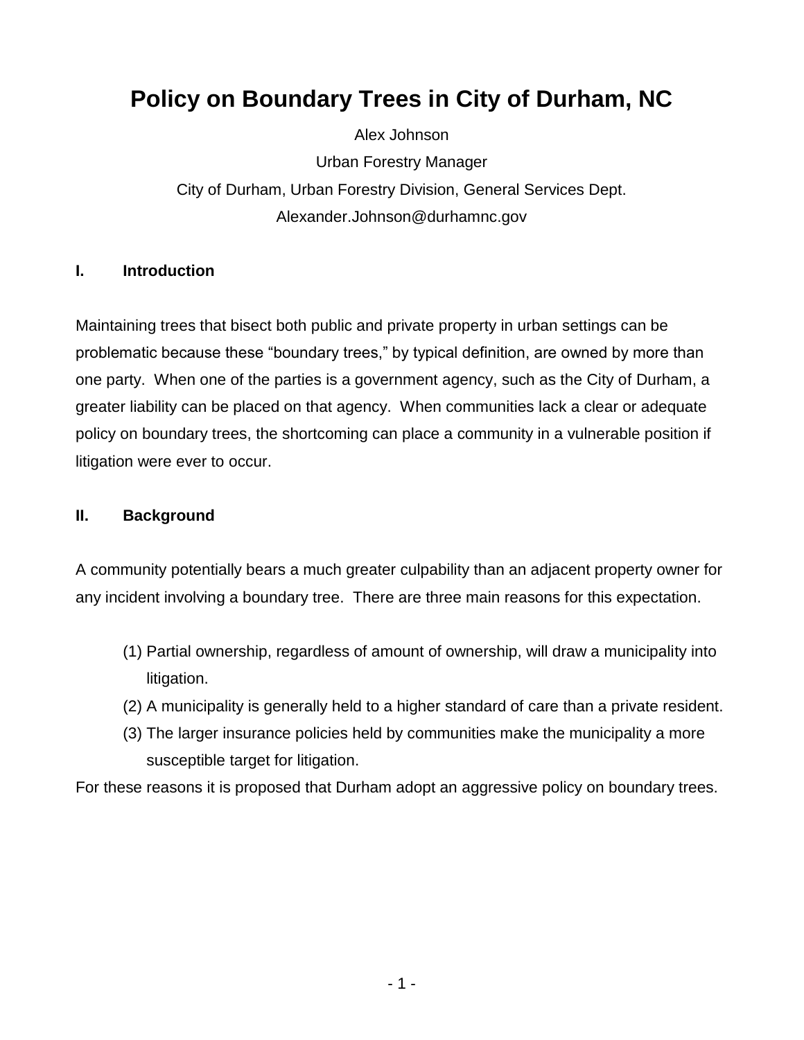# Policy on Boundary Trees in City of Durham, NC

Alex Johnson

Urban Forestry Manager

City of Durham, Urban Forestry Division, General Services Dept.

Alexander.Johnson@durhamnc.gov

## I. Introduction

Maintaining trees that bisect both public and private property in urban settings can be problematic because these "boundary trees," by typical definition, are owned by more than one party. When one of the parties is a government agency, such as the City of Durham, a greater liability can be placed on that agency. When communities lack a clear or adequate policy on boundary trees, the shortcoming can place a community in a vulnerable position if litigation were ever to occur.

## II. Background

A community potentially bears a much greater culpability than an adjacent property owner for any incident involving a boundary tree. There are three main reasons for this expectation.

(1) Partial ownership, regardless of amount of ownership, will draw a municipality into litigation.
(2) A municipality is generally held to a higher standard of care than a private resident.
(3) The larger insurance policies held by communities make the municipality a more susceptible target for litigation.

For these reasons it is proposed that Durham adopt an aggressive policy on boundary trees.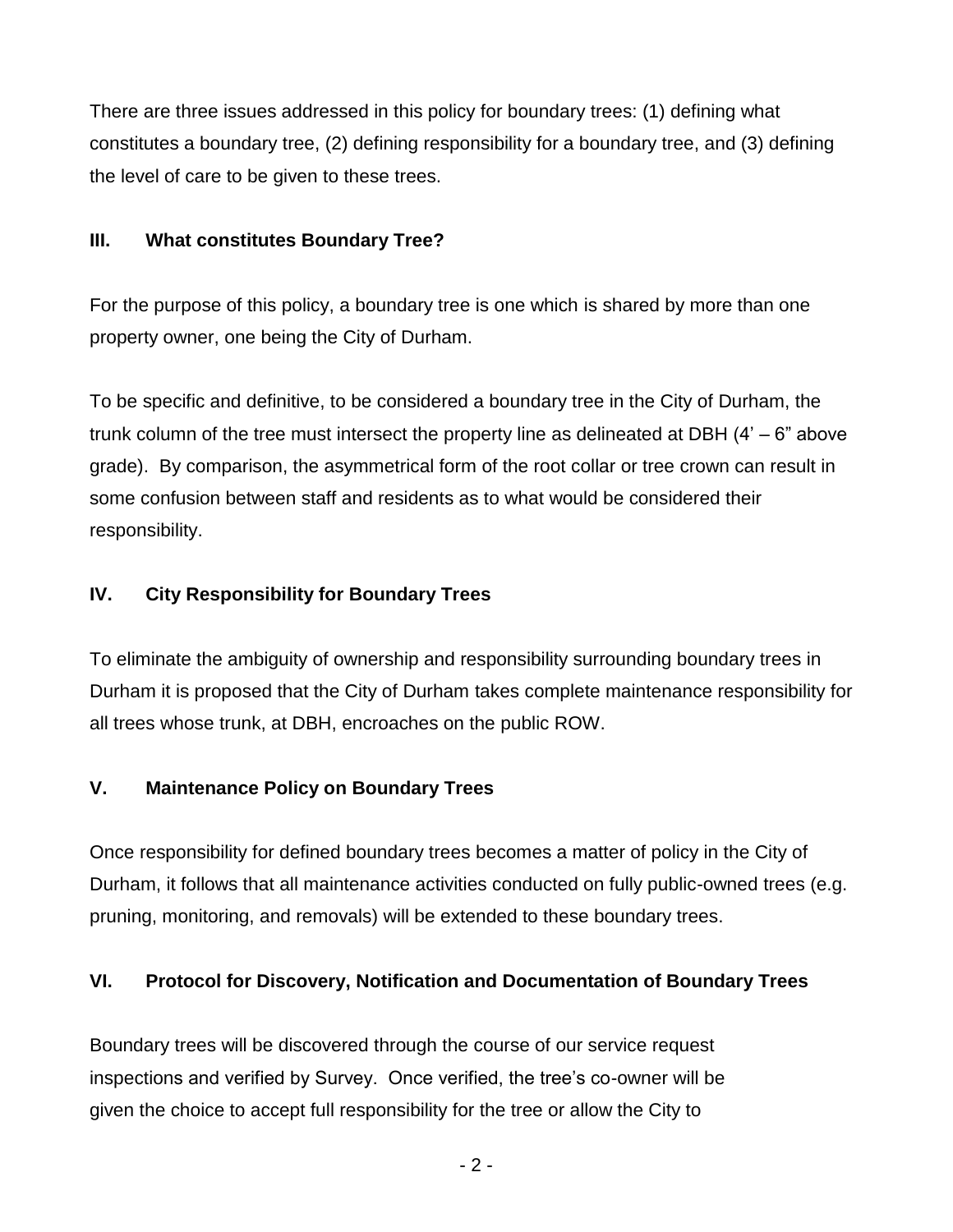There are three issues addressed in this policy for boundary trees: (1) defining what constitutes a boundary tree, (2) defining responsibility for a boundary tree, and (3) defining the level of care to be given to these trees.

## III. What constitutes Boundary Tree?

For the purpose of this policy, a boundary tree is one which is shared by more than one property owner, one being the City of Durham.

To be specific and definitive, to be considered a boundary tree in the City of Durham, the trunk column of the tree must intersect the property line as delineated at DBH (4' – 6" above grade). By comparison, the asymmetrical form of the root collar or tree crown can result in some confusion between staff and residents as to what would be considered their responsibility.

## IV. City Responsibility for Boundary Trees

To eliminate the ambiguity of ownership and responsibility surrounding boundary trees in Durham it is proposed that the City of Durham takes complete maintenance responsibility for all trees whose trunk, at DBH, encroaches on the public ROW.

## V. Maintenance Policy on Boundary Trees

Once responsibility for defined boundary trees becomes a matter of policy in the City of Durham, it follows that all maintenance activities conducted on fully public-owned trees (e.g. pruning, monitoring, and removals) will be extended to these boundary trees.

## VI. Protocol for Discovery, Notification and Documentation of Boundary Trees

Boundary trees will be discovered through the course of our service request inspections and verified by Survey. Once verified, the tree's co-owner will be given the choice to accept full responsibility for the tree or allow the City to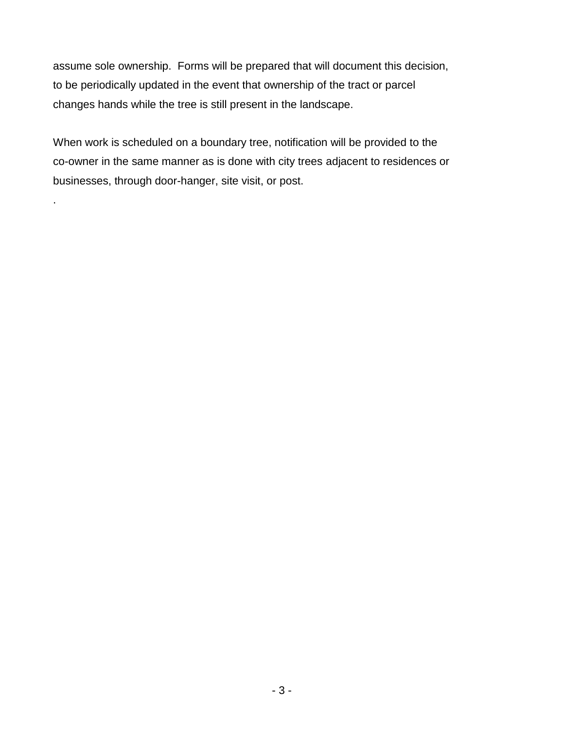assume sole ownership.  Forms will be prepared that will document this decision, to be periodically updated in the event that ownership of the tract or parcel changes hands while the tree is still present in the landscape.

When work is scheduled on a boundary tree, notification will be provided to the co-owner in the same manner as is done with city trees adjacent to residences or businesses, through door-hanger, site visit, or post.

.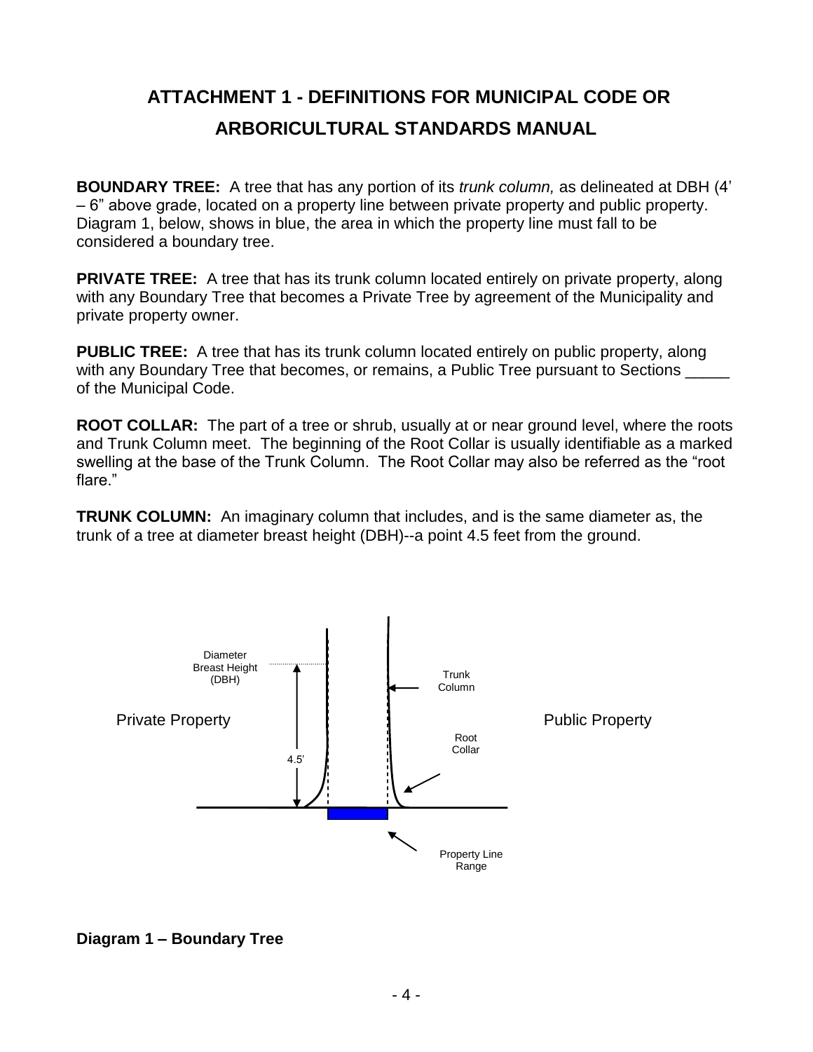# ATTACHMENT 1 - DEFINITIONS FOR MUNICIPAL CODE OR ARBORICULTURAL STANDARDS MANUAL

**BOUNDARY TREE:** A tree that has any portion of its *trunk column,* as delineated at DBH (4' – 6" above grade, located on a property line between private property and public property. Diagram 1, below, shows in blue, the area in which the property line must fall to be considered a boundary tree.

**PRIVATE TREE:** A tree that has its trunk column located entirely on private property, along with any Boundary Tree that becomes a Private Tree by agreement of the Municipality and private property owner.

**PUBLIC TREE:** A tree that has its trunk column located entirely on public property, along with any Boundary Tree that becomes, or remains, a Public Tree pursuant to Sections _____ of the Municipal Code.

**ROOT COLLAR:** The part of a tree or shrub, usually at or near ground level, where the roots and Trunk Column meet. The beginning of the Root Collar is usually identifiable as a marked swelling at the base of the Trunk Column. The Root Collar may also be referred as the "root flare."

**TRUNK COLUMN:** An imaginary column that includes, and is the same diameter as, the trunk of a tree at diameter breast height (DBH)--a point 4.5 feet from the ground.

Diameter Breast Height (DBH)

Trunk Column

Private Property

Public Property

Root Collar

4.5'

Property Line Range

**Diagram 1 – Boundary Tree**